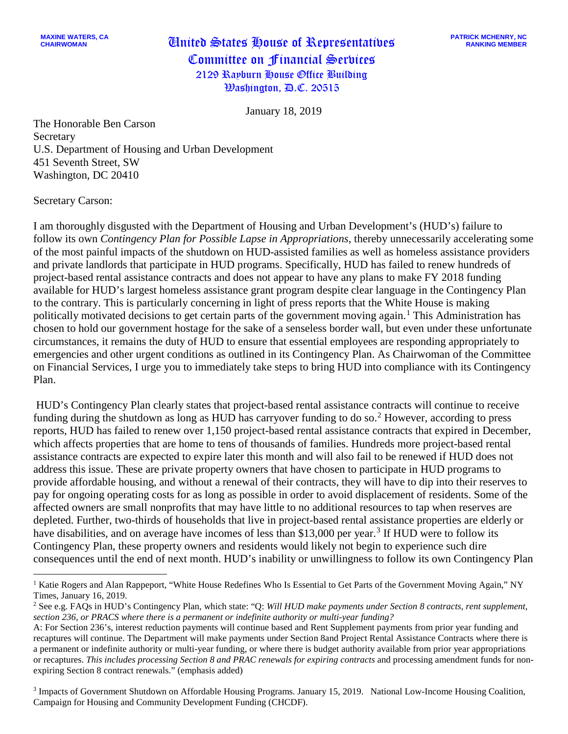MAXINE WATERS, CA
CHAIRWOMAN

# United States House of Representatives
## Committee on Financial Services
2129 Rayburn House Office Building
Washington, D.C. 20515

PATRICK MCHENRY, NC
RANKING MEMBER

January 18, 2019

The Honorable Ben Carson
Secretary
U.S. Department of Housing and Urban Development
451 Seventh Street, SW
Washington, DC 20410

Secretary Carson:

I am thoroughly disgusted with the Department of Housing and Urban Development's (HUD's) failure to follow its own *Contingency Plan for Possible Lapse in Appropriations*, thereby unnecessarily accelerating some of the most painful impacts of the shutdown on HUD-assisted families as well as homeless assistance providers and private landlords that participate in HUD programs. Specifically, HUD has failed to renew hundreds of project-based rental assistance contracts and does not appear to have any plans to make FY 2018 funding available for HUD's largest homeless assistance grant program despite clear language in the Contingency Plan to the contrary. This is particularly concerning in light of press reports that the White House is making politically motivated decisions to get certain parts of the government moving again.[1] This Administration has chosen to hold our government hostage for the sake of a senseless border wall, but even under these unfortunate circumstances, it remains the duty of HUD to ensure that essential employees are responding appropriately to emergencies and other urgent conditions as outlined in its Contingency Plan. As Chairwoman of the Committee on Financial Services, I urge you to immediately take steps to bring HUD into compliance with its Contingency Plan.

HUD's Contingency Plan clearly states that project-based rental assistance contracts will continue to receive funding during the shutdown as long as HUD has carryover funding to do so.[2] However, according to press reports, HUD has failed to renew over 1,150 project-based rental assistance contracts that expired in December, which affects properties that are home to tens of thousands of families. Hundreds more project-based rental assistance contracts are expected to expire later this month and will also fail to be renewed if HUD does not address this issue. These are private property owners that have chosen to participate in HUD programs to provide affordable housing, and without a renewal of their contracts, they will have to dip into their reserves to pay for ongoing operating costs for as long as possible in order to avoid displacement of residents. Some of the affected owners are small nonprofits that may have little to no additional resources to tap when reserves are depleted. Further, two-thirds of households that live in project-based rental assistance properties are elderly or have disabilities, and on average have incomes of less than $13,000 per year.[3] If HUD were to follow its Contingency Plan, these property owners and residents would likely not begin to experience such dire consequences until the end of next month. HUD's inability or unwillingness to follow its own Contingency Plan

---

[1] Katie Rogers and Alan Rappeport, "White House Redefines Who Is Essential to Get Parts of the Government Moving Again," NY Times, January 16, 2019.

[2] See e.g. FAQs in HUD's Contingency Plan, which state: "Q: *Will HUD make payments under Section 8 contracts, rent supplement, section 236, or PRACS where there is a permanent or indefinite authority or multi-year funding?*
A: For Section 236's, interest reduction payments will continue based and Rent Supplement payments from prior year funding and recaptures will continue. The Department will make payments under Section 8and Project Rental Assistance Contracts where there is a permanent or indefinite authority or multi-year funding, or where there is budget authority available from prior year appropriations or recaptures. *This includes processing Section 8 and PRAC renewals for expiring contracts* and processing amendment funds for non-expiring Section 8 contract renewals." (emphasis added)

[3] Impacts of Government Shutdown on Affordable Housing Programs. January 15, 2019. National Low-Income Housing Coalition, Campaign for Housing and Community Development Funding (CHCDF).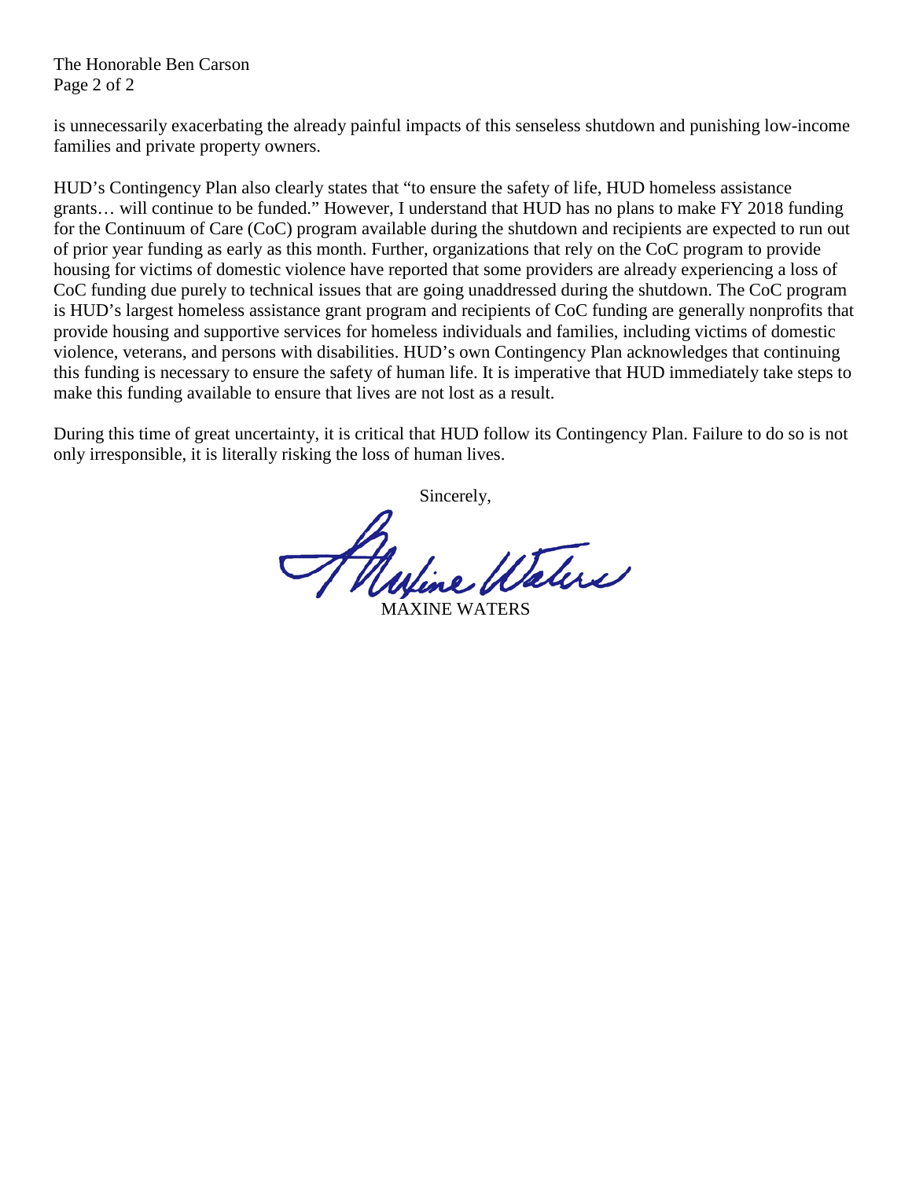is unnecessarily exacerbating the already painful impacts of this senseless shutdown and punishing low-income families and private property owners.

HUD's Contingency Plan also clearly states that "to ensure the safety of life, HUD homeless assistance grants… will continue to be funded." However, I understand that HUD has no plans to make FY 2018 funding for the Continuum of Care (CoC) program available during the shutdown and recipients are expected to run out of prior year funding as early as this month. Further, organizations that rely on the CoC program to provide housing for victims of domestic violence have reported that some providers are already experiencing a loss of CoC funding due purely to technical issues that are going unaddressed during the shutdown. The CoC program is HUD's largest homeless assistance grant program and recipients of CoC funding are generally nonprofits that provide housing and supportive services for homeless individuals and families, including victims of domestic violence, veterans, and persons with disabilities. HUD's own Contingency Plan acknowledges that continuing this funding is necessary to ensure the safety of human life. It is imperative that HUD immediately take steps to make this funding available to ensure that lives are not lost as a result.

During this time of great uncertainty, it is critical that HUD follow its Contingency Plan. Failure to do so is not only irresponsible, it is literally risking the loss of human lives.

Sincerely,

Maxine Waters

MAXINE WATERS